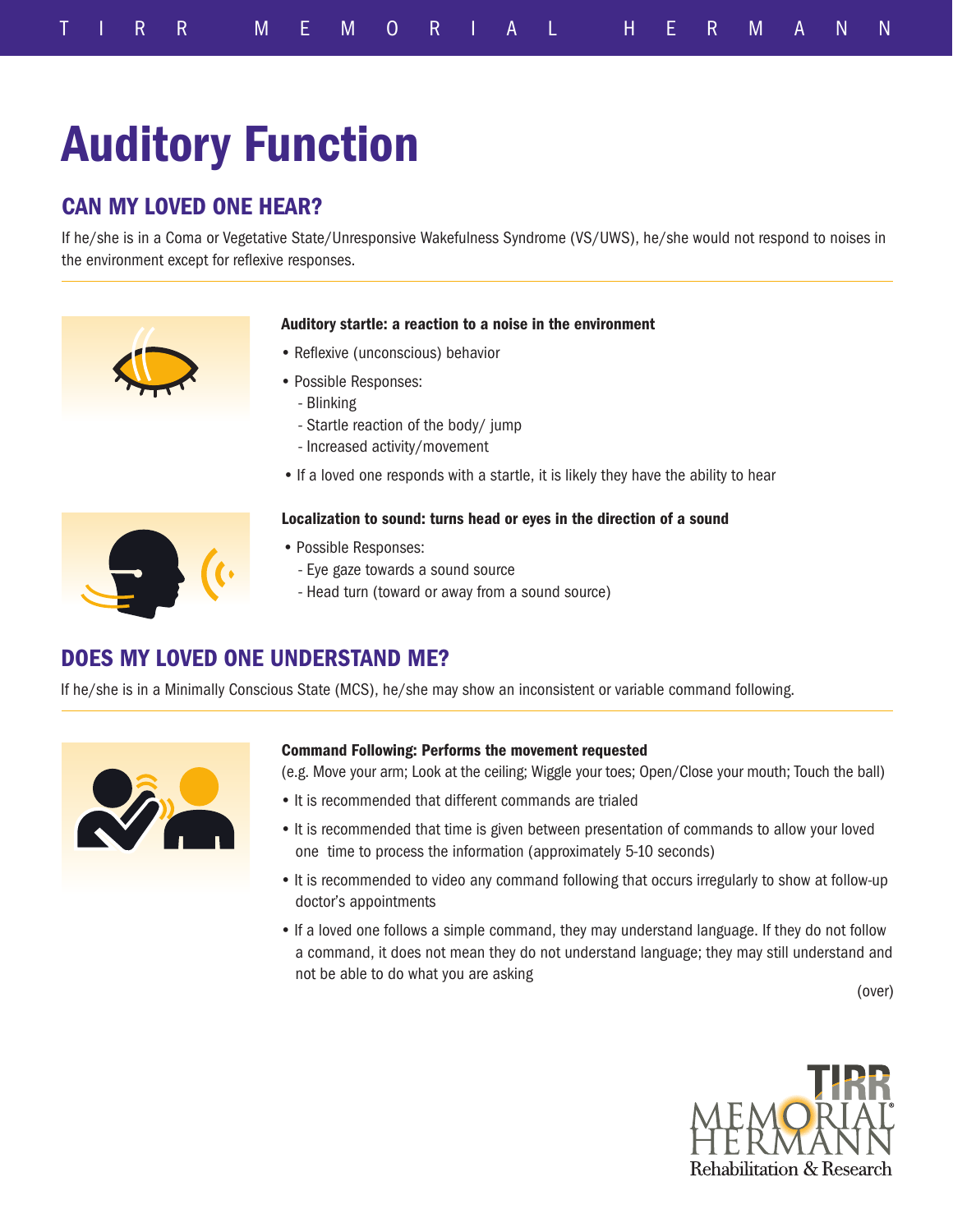# Auditory Function

## CAN MY LOVED ONE HEAR?

If he/she is in a Coma or Vegetative State/Unresponsive Wakefulness Syndrome (VS/UWS), he/she would not respond to noises in the environment except for reflexive responses.

**Auditory startle: a reaction to a noise in the environment**

- Reflexive (unconscious) behavior
- Possible Responses:
  - Blinking
  - Startle reaction of the body/ jump
  - Increased activity/movement
- If a loved one responds with a startle, it is likely they have the ability to hear

**Localization to sound: turns head or eyes in the direction of a sound**

- Possible Responses:
  - Eye gaze towards a sound source
  - Head turn (toward or away from a sound source)

## DOES MY LOVED ONE UNDERSTAND ME?

If he/she is in a Minimally Conscious State (MCS), he/she may show an inconsistent or variable command following.

**Command Following: Performs the movement requested**

(e.g. Move your arm; Look at the ceiling; Wiggle your toes; Open/Close your mouth; Touch the ball)

- It is recommended that different commands are trialed
- It is recommended that time is given between presentation of commands to allow your loved one time to process the information (approximately 5-10 seconds)
- It is recommended to video any command following that occurs irregularly to show at follow-up doctor's appointments
- If a loved one follows a simple command, they may understand language. If they do not follow a command, it does not mean they do not understand language; they may still understand and not be able to do what you are asking

(over)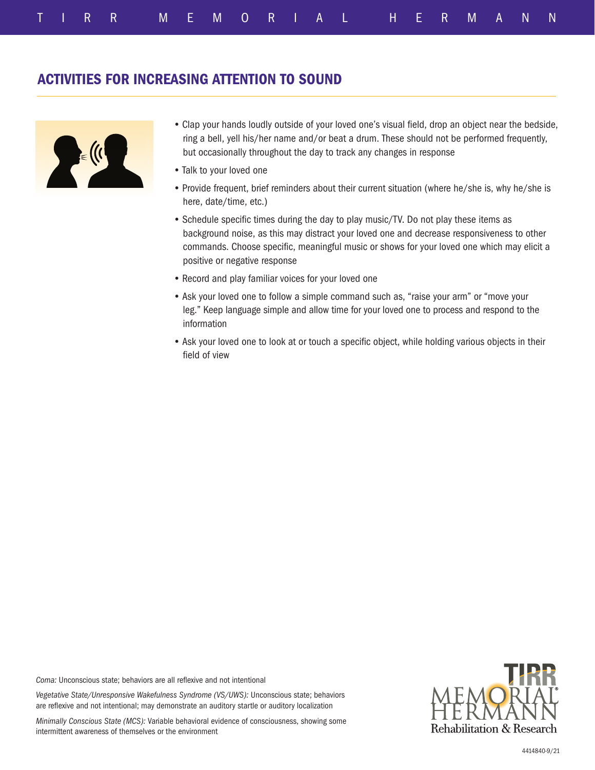## ACTIVITIES FOR INCREASING ATTENTION TO SOUND

- Clap your hands loudly outside of your loved one's visual field, drop an object near the bedside, ring a bell, yell his/her name and/or beat a drum. These should not be performed frequently, but occasionally throughout the day to track any changes in response
- Talk to your loved one
- Provide frequent, brief reminders about their current situation (where he/she is, why he/she is here, date/time, etc.)
- Schedule specific times during the day to play music/TV. Do not play these items as background noise, as this may distract your loved one and decrease responsiveness to other commands. Choose specific, meaningful music or shows for your loved one which may elicit a positive or negative response
- Record and play familiar voices for your loved one
- Ask your loved one to follow a simple command such as, "raise your arm" or "move your leg." Keep language simple and allow time for your loved one to process and respond to the information
- Ask your loved one to look at or touch a specific object, while holding various objects in their field of view

*Coma:* Unconscious state; behaviors are all reflexive and not intentional

*Vegetative State/Unresponsive Wakefulness Syndrome (VS/UWS):* Unconscious state; behaviors are reflexive and not intentional; may demonstrate an auditory startle or auditory localization

*Minimally Conscious State (MCS):* Variable behavioral evidence of consciousness, showing some intermittent awareness of themselves or the environment

TIRR MEMORIAL HERMANN Rehabilitation & Research

4414840-9/21